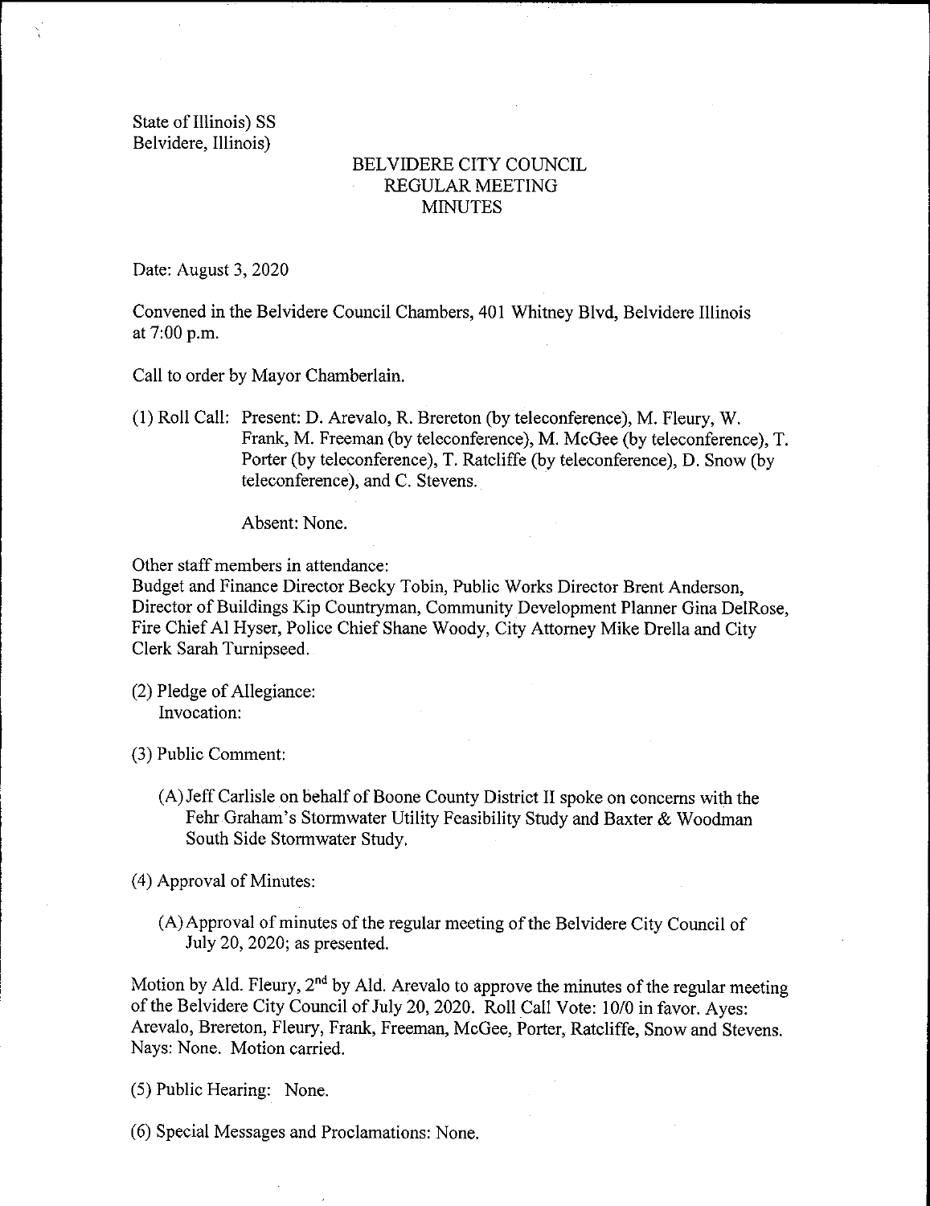State of Illinois) SS
Belvidere, Illinois)

# BELVIDERE CITY COUNCIL
## REGULAR MEETING
## MINUTES

Date: August 3, 2020

Convened in the Belvidere Council Chambers, 401 Whitney Blvd, Belvidere Illinois at 7:00 p.m.

Call to order by Mayor Chamberlain.

(1) Roll Call: Present: D. Arevalo, R. Brereton (by teleconference), M. Fleury, W. Frank, M. Freeman (by teleconference), M. McGee (by teleconference), T. Porter (by teleconference), T. Ratcliffe (by teleconference), D. Snow (by teleconference), and C. Stevens.

Absent: None.

Other staff members in attendance:
Budget and Finance Director Becky Tobin, Public Works Director Brent Anderson, Director of Buildings Kip Countryman, Community Development Planner Gina DelRose, Fire Chief Al Hyser, Police Chief Shane Woody, City Attorney Mike Drella and City Clerk Sarah Turnipseed.

(2) Pledge of Allegiance:
Invocation:

(3) Public Comment:

(A) Jeff Carlisle on behalf of Boone County District II spoke on concerns with the Fehr Graham's Stormwater Utility Feasibility Study and Baxter & Woodman South Side Stormwater Study.

(4) Approval of Minutes:

(A) Approval of minutes of the regular meeting of the Belvidere City Council of July 20, 2020; as presented.

Motion by Ald. Fleury, 2nd by Ald. Arevalo to approve the minutes of the regular meeting of the Belvidere City Council of July 20, 2020. Roll Call Vote: 10/0 in favor. Ayes: Arevalo, Brereton, Fleury, Frank, Freeman, McGee, Porter, Ratcliffe, Snow and Stevens. Nays: None. Motion carried.

(5) Public Hearing: None.

(6) Special Messages and Proclamations: None.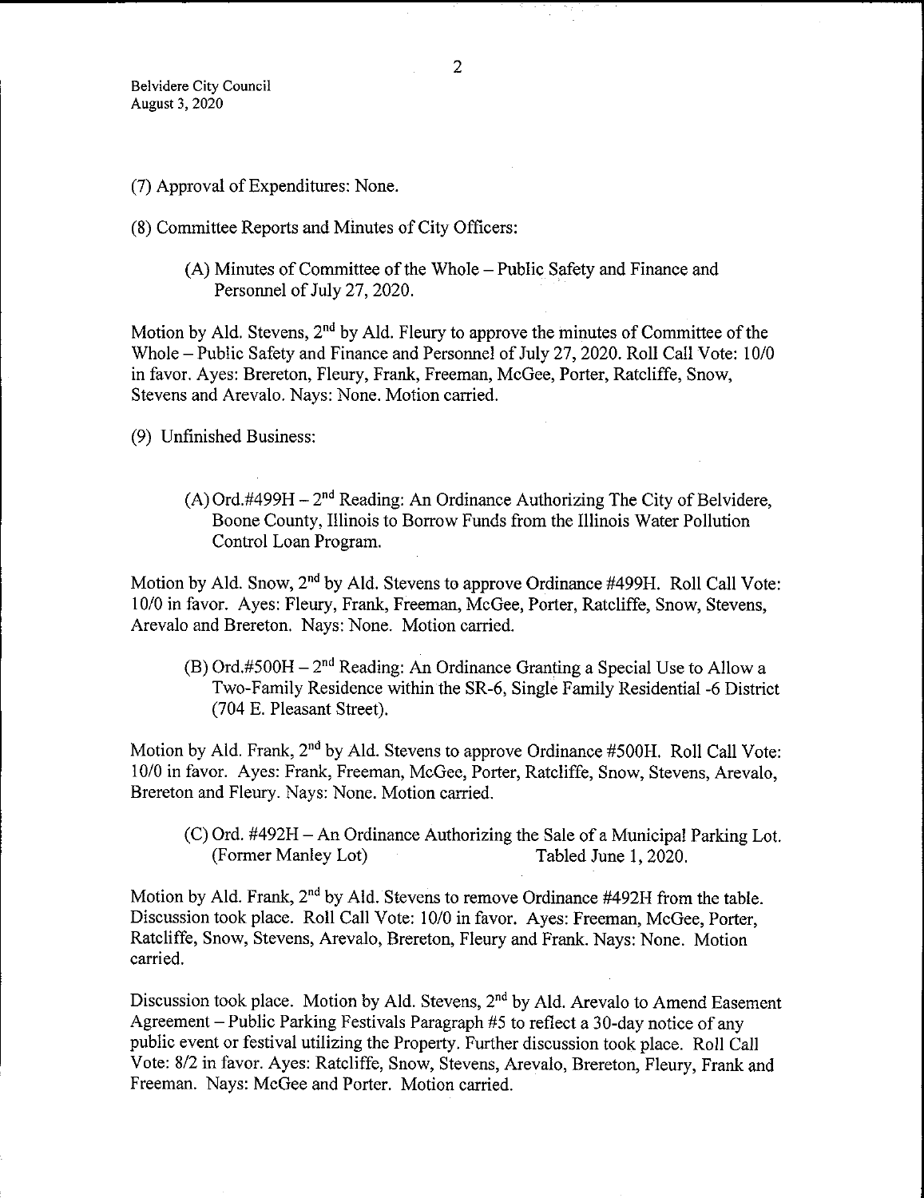(7) Approval of Expenditures: None.

(8) Committee Reports and Minutes of City Officers:

(A) Minutes of Committee of the Whole – Public Safety and Finance and Personnel of July 27, 2020.

Motion by Ald. Stevens, 2nd by Ald. Fleury to approve the minutes of Committee of the Whole – Public Safety and Finance and Personnel of July 27, 2020. Roll Call Vote: 10/0 in favor. Ayes: Brereton, Fleury, Frank, Freeman, McGee, Porter, Ratcliffe, Snow, Stevens and Arevalo. Nays: None. Motion carried.

(9) Unfinished Business:

(A) Ord.#499H – 2nd Reading: An Ordinance Authorizing The City of Belvidere, Boone County, Illinois to Borrow Funds from the Illinois Water Pollution Control Loan Program.

Motion by Ald. Snow, 2nd by Ald. Stevens to approve Ordinance #499H. Roll Call Vote: 10/0 in favor. Ayes: Fleury, Frank, Freeman, McGee, Porter, Ratcliffe, Snow, Stevens, Arevalo and Brereton. Nays: None. Motion carried.

(B) Ord.#500H – 2nd Reading: An Ordinance Granting a Special Use to Allow a Two-Family Residence within the SR-6, Single Family Residential -6 District (704 E. Pleasant Street).

Motion by Ald. Frank, 2nd by Ald. Stevens to approve Ordinance #500H. Roll Call Vote: 10/0 in favor. Ayes: Frank, Freeman, McGee, Porter, Ratcliffe, Snow, Stevens, Arevalo, Brereton and Fleury. Nays: None. Motion carried.

(C) Ord. #492H – An Ordinance Authorizing the Sale of a Municipal Parking Lot. (Former Manley Lot) Tabled June 1, 2020.

Motion by Ald. Frank, 2nd by Ald. Stevens to remove Ordinance #492H from the table. Discussion took place. Roll Call Vote: 10/0 in favor. Ayes: Freeman, McGee, Porter, Ratcliffe, Snow, Stevens, Arevalo, Brereton, Fleury and Frank. Nays: None. Motion carried.

Discussion took place. Motion by Ald. Stevens, 2nd by Ald. Arevalo to Amend Easement Agreement – Public Parking Festivals Paragraph #5 to reflect a 30-day notice of any public event or festival utilizing the Property. Further discussion took place. Roll Call Vote: 8/2 in favor. Ayes: Ratcliffe, Snow, Stevens, Arevalo, Brereton, Fleury, Frank and Freeman. Nays: McGee and Porter. Motion carried.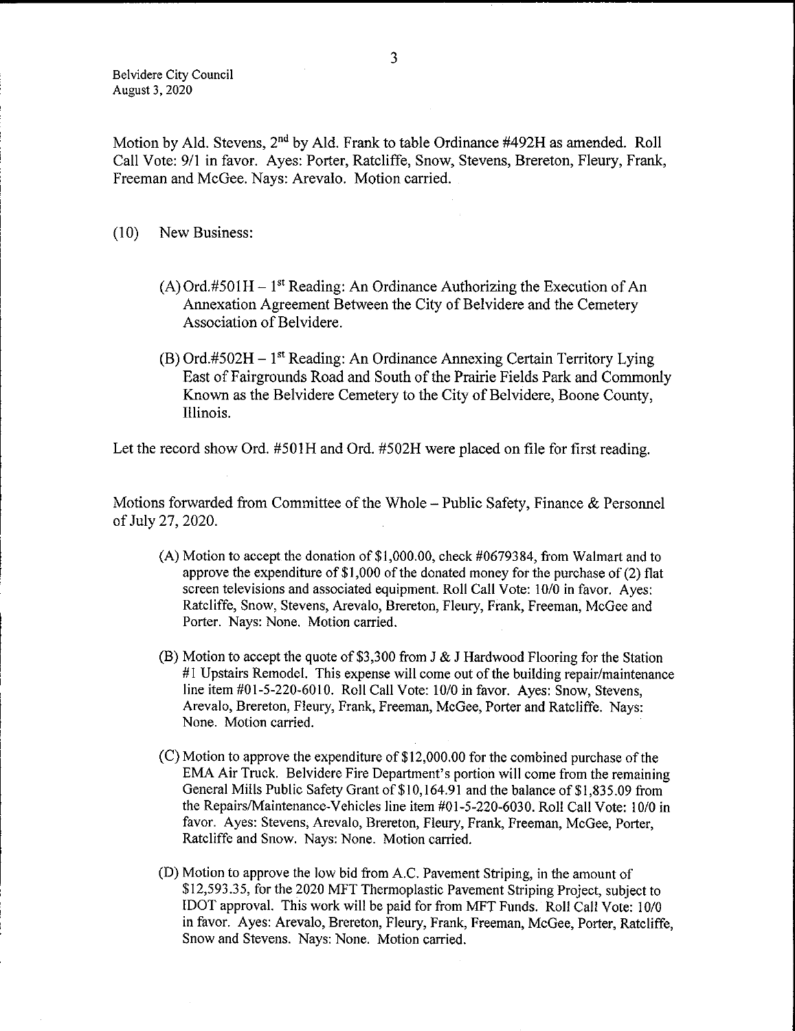Motion by Ald. Stevens, 2nd by Ald. Frank to table Ordinance #492H as amended. Roll Call Vote: 9/1 in favor. Ayes: Porter, Ratcliffe, Snow, Stevens, Brereton, Fleury, Frank, Freeman and McGee. Nays: Arevalo. Motion carried.

(10) New Business:

(A) Ord.#501H – 1st Reading: An Ordinance Authorizing the Execution of An Annexation Agreement Between the City of Belvidere and the Cemetery Association of Belvidere.

(B) Ord.#502H – 1st Reading: An Ordinance Annexing Certain Territory Lying East of Fairgrounds Road and South of the Prairie Fields Park and Commonly Known as the Belvidere Cemetery to the City of Belvidere, Boone County, Illinois.

Let the record show Ord. #501H and Ord. #502H were placed on file for first reading.

Motions forwarded from Committee of the Whole – Public Safety, Finance & Personnel of July 27, 2020.

(A) Motion to accept the donation of $1,000.00, check #0679384, from Walmart and to approve the expenditure of $1,000 of the donated money for the purchase of (2) flat screen televisions and associated equipment. Roll Call Vote: 10/0 in favor. Ayes: Ratcliffe, Snow, Stevens, Arevalo, Brereton, Fleury, Frank, Freeman, McGee and Porter. Nays: None. Motion carried.

(B) Motion to accept the quote of $3,300 from J & J Hardwood Flooring for the Station #1 Upstairs Remodel. This expense will come out of the building repair/maintenance line item #01-5-220-6010. Roll Call Vote: 10/0 in favor. Ayes: Snow, Stevens, Arevalo, Brereton, Fleury, Frank, Freeman, McGee, Porter and Ratcliffe. Nays: None. Motion carried.

(C) Motion to approve the expenditure of $12,000.00 for the combined purchase of the EMA Air Truck. Belvidere Fire Department's portion will come from the remaining General Mills Public Safety Grant of $10,164.91 and the balance of $1,835.09 from the Repairs/Maintenance-Vehicles line item #01-5-220-6030. Roll Call Vote: 10/0 in favor. Ayes: Stevens, Arevalo, Brereton, Fleury, Frank, Freeman, McGee, Porter, Ratcliffe and Snow. Nays: None. Motion carried.

(D) Motion to approve the low bid from A.C. Pavement Striping, in the amount of $12,593.35, for the 2020 MFT Thermoplastic Pavement Striping Project, subject to IDOT approval. This work will be paid for from MFT Funds. Roll Call Vote: 10/0 in favor. Ayes: Arevalo, Brereton, Fleury, Frank, Freeman, McGee, Porter, Ratcliffe, Snow and Stevens. Nays: None. Motion carried.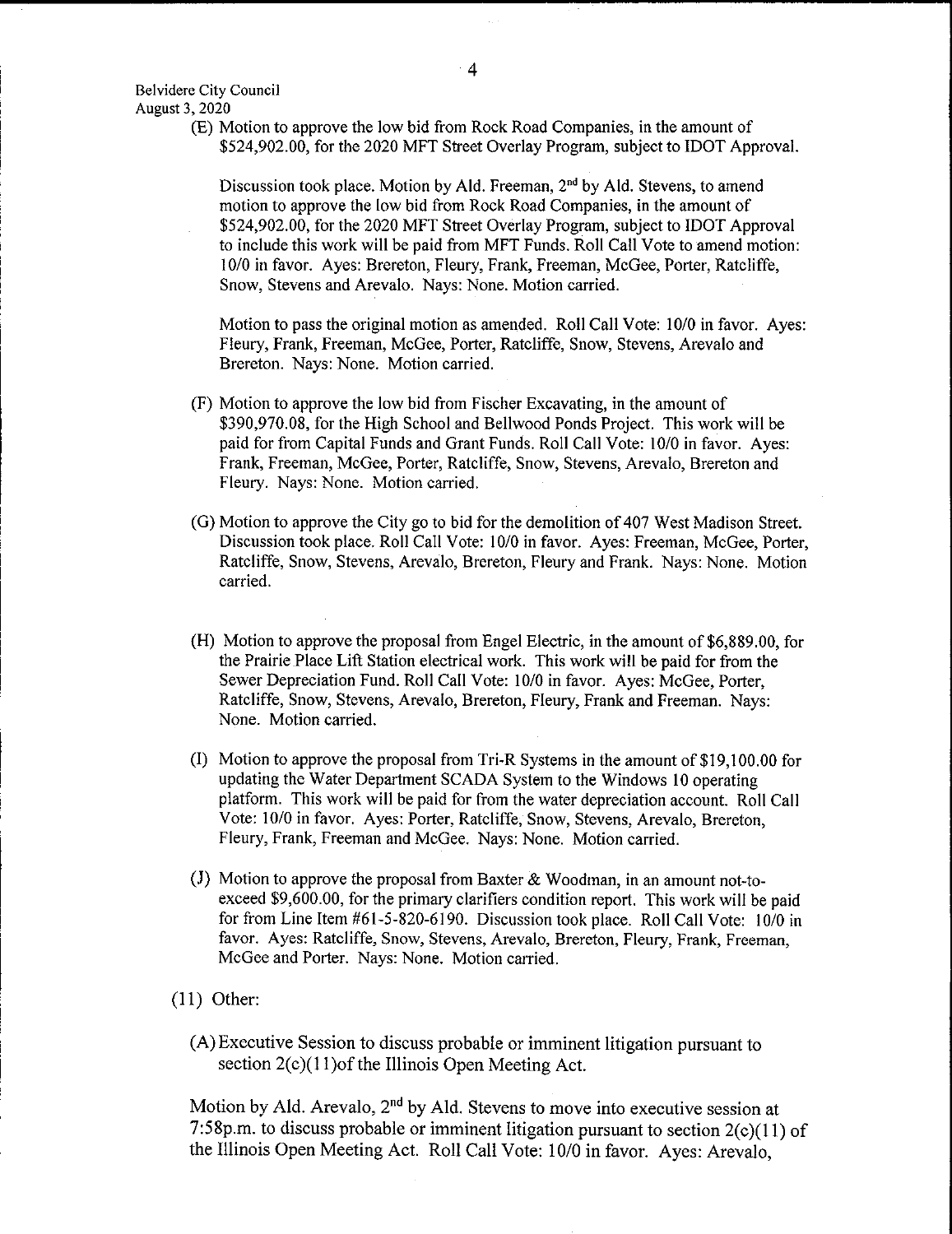(E) Motion to approve the low bid from Rock Road Companies, in the amount of $524,902.00, for the 2020 MFT Street Overlay Program, subject to IDOT Approval.

Discussion took place. Motion by Ald. Freeman, 2nd by Ald. Stevens, to amend motion to approve the low bid from Rock Road Companies, in the amount of $524,902.00, for the 2020 MFT Street Overlay Program, subject to IDOT Approval to include this work will be paid from MFT Funds. Roll Call Vote to amend motion: 10/0 in favor. Ayes: Brereton, Fleury, Frank, Freeman, McGee, Porter, Ratcliffe, Snow, Stevens and Arevalo. Nays: None. Motion carried.

Motion to pass the original motion as amended. Roll Call Vote: 10/0 in favor. Ayes: Fleury, Frank, Freeman, McGee, Porter, Ratcliffe, Snow, Stevens, Arevalo and Brereton. Nays: None. Motion carried.

(F) Motion to approve the low bid from Fischer Excavating, in the amount of $390,970.08, for the High School and Bellwood Ponds Project. This work will be paid for from Capital Funds and Grant Funds. Roll Call Vote: 10/0 in favor. Ayes: Frank, Freeman, McGee, Porter, Ratcliffe, Snow, Stevens, Arevalo, Brereton and Fleury. Nays: None. Motion carried.

(G) Motion to approve the City go to bid for the demolition of 407 West Madison Street. Discussion took place. Roll Call Vote: 10/0 in favor. Ayes: Freeman, McGee, Porter, Ratcliffe, Snow, Stevens, Arevalo, Brereton, Fleury and Frank. Nays: None. Motion carried.

(H) Motion to approve the proposal from Engel Electric, in the amount of $6,889.00, for the Prairie Place Lift Station electrical work. This work will be paid for from the Sewer Depreciation Fund. Roll Call Vote: 10/0 in favor. Ayes: McGee, Porter, Ratcliffe, Snow, Stevens, Arevalo, Brereton, Fleury, Frank and Freeman. Nays: None. Motion carried.

(I) Motion to approve the proposal from Tri-R Systems in the amount of $19,100.00 for updating the Water Department SCADA System to the Windows 10 operating platform. This work will be paid for from the water depreciation account. Roll Call Vote: 10/0 in favor. Ayes: Porter, Ratcliffe, Snow, Stevens, Arevalo, Brereton, Fleury, Frank, Freeman and McGee. Nays: None. Motion carried.

(J) Motion to approve the proposal from Baxter & Woodman, in an amount not-to-exceed $9,600.00, for the primary clarifiers condition report. This work will be paid for from Line Item #61-5-820-6190. Discussion took place. Roll Call Vote: 10/0 in favor. Ayes: Ratcliffe, Snow, Stevens, Arevalo, Brereton, Fleury, Frank, Freeman, McGee and Porter. Nays: None. Motion carried.

(11) Other:

(A) Executive Session to discuss probable or imminent litigation pursuant to section 2(c)(11)of the Illinois Open Meeting Act.

Motion by Ald. Arevalo, 2nd by Ald. Stevens to move into executive session at 7:58p.m. to discuss probable or imminent litigation pursuant to section 2(c)(11) of the Illinois Open Meeting Act. Roll Call Vote: 10/0 in favor. Ayes: Arevalo,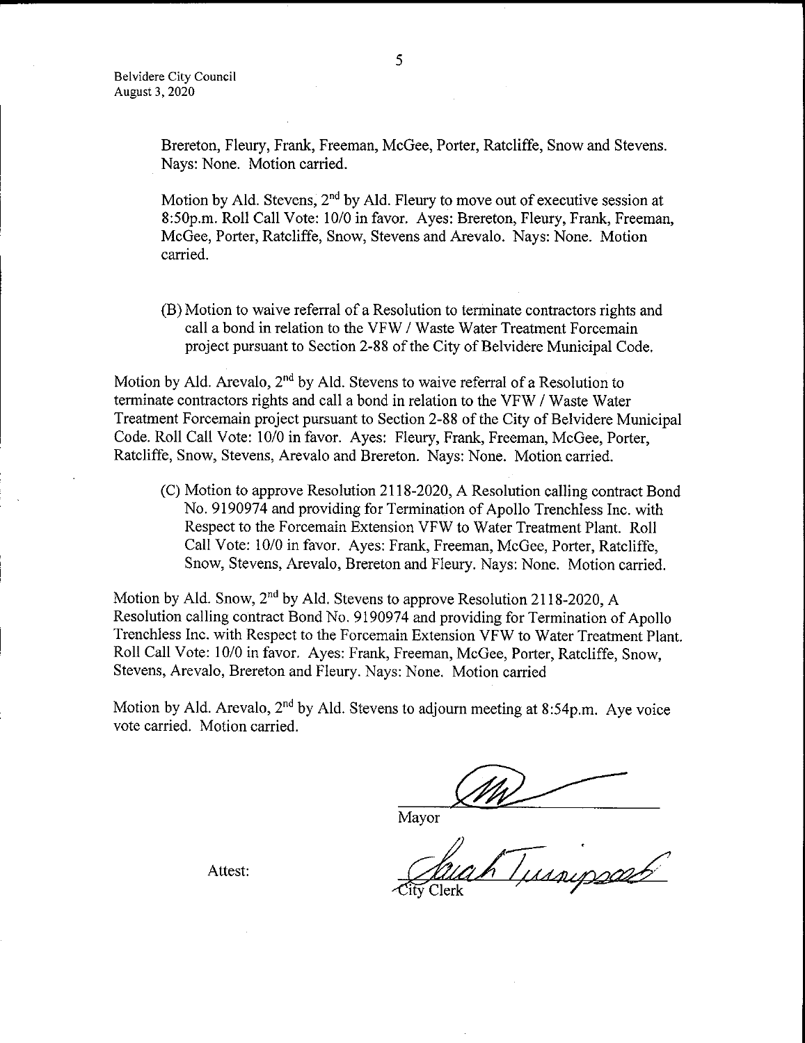Brereton, Fleury, Frank, Freeman, McGee, Porter, Ratcliffe, Snow and Stevens. Nays: None. Motion carried.

Motion by Ald. Stevens, 2nd by Ald. Fleury to move out of executive session at 8:50p.m. Roll Call Vote: 10/0 in favor. Ayes: Brereton, Fleury, Frank, Freeman, McGee, Porter, Ratcliffe, Snow, Stevens and Arevalo. Nays: None. Motion carried.

(B) Motion to waive referral of a Resolution to terminate contractors rights and call a bond in relation to the VFW / Waste Water Treatment Forcemain project pursuant to Section 2-88 of the City of Belvidere Municipal Code.

Motion by Ald. Arevalo, 2nd by Ald. Stevens to waive referral of a Resolution to terminate contractors rights and call a bond in relation to the VFW / Waste Water Treatment Forcemain project pursuant to Section 2-88 of the City of Belvidere Municipal Code. Roll Call Vote: 10/0 in favor. Ayes: Fleury, Frank, Freeman, McGee, Porter, Ratcliffe, Snow, Stevens, Arevalo and Brereton. Nays: None. Motion carried.

(C) Motion to approve Resolution 2118-2020, A Resolution calling contract Bond No. 9190974 and providing for Termination of Apollo Trenchless Inc. with Respect to the Forcemain Extension VFW to Water Treatment Plant. Roll Call Vote: 10/0 in favor. Ayes: Frank, Freeman, McGee, Porter, Ratcliffe, Snow, Stevens, Arevalo, Brereton and Fleury. Nays: None. Motion carried.

Motion by Ald. Snow, 2nd by Ald. Stevens to approve Resolution 2118-2020, A Resolution calling contract Bond No. 9190974 and providing for Termination of Apollo Trenchless Inc. with Respect to the Forcemain Extension VFW to Water Treatment Plant. Roll Call Vote: 10/0 in favor. Ayes: Frank, Freeman, McGee, Porter, Ratcliffe, Snow, Stevens, Arevalo, Brereton and Fleury. Nays: None. Motion carried

Motion by Ald. Arevalo, 2nd by Ald. Stevens to adjourn meeting at 8:54p.m. Aye voice vote carried. Motion carried.

Mayor

Attest:

City Clerk